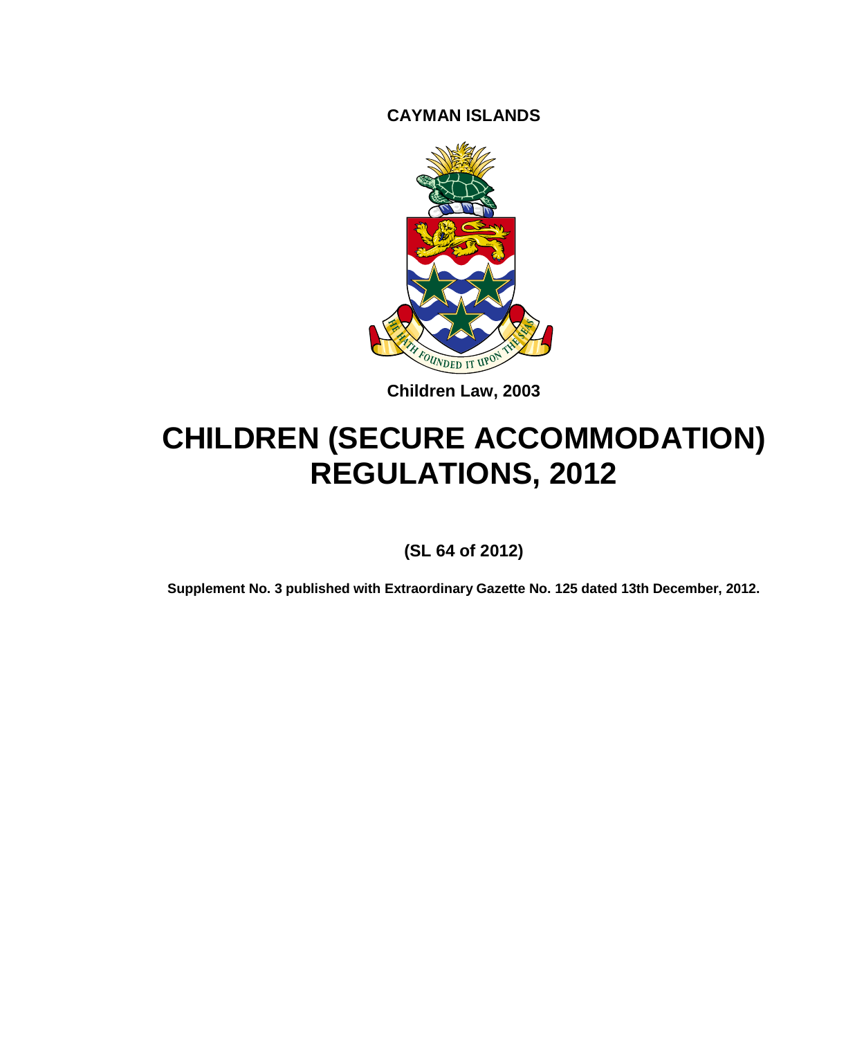**CAYMAN ISLANDS**

**Children Law, 2003**

# CHILDREN (SECURE ACCOMMODATION) REGULATIONS, 2012

**(SL 64 of 2012)**

**Supplement No. 3 published with Extraordinary Gazette No. 125 dated 13th December, 2012.**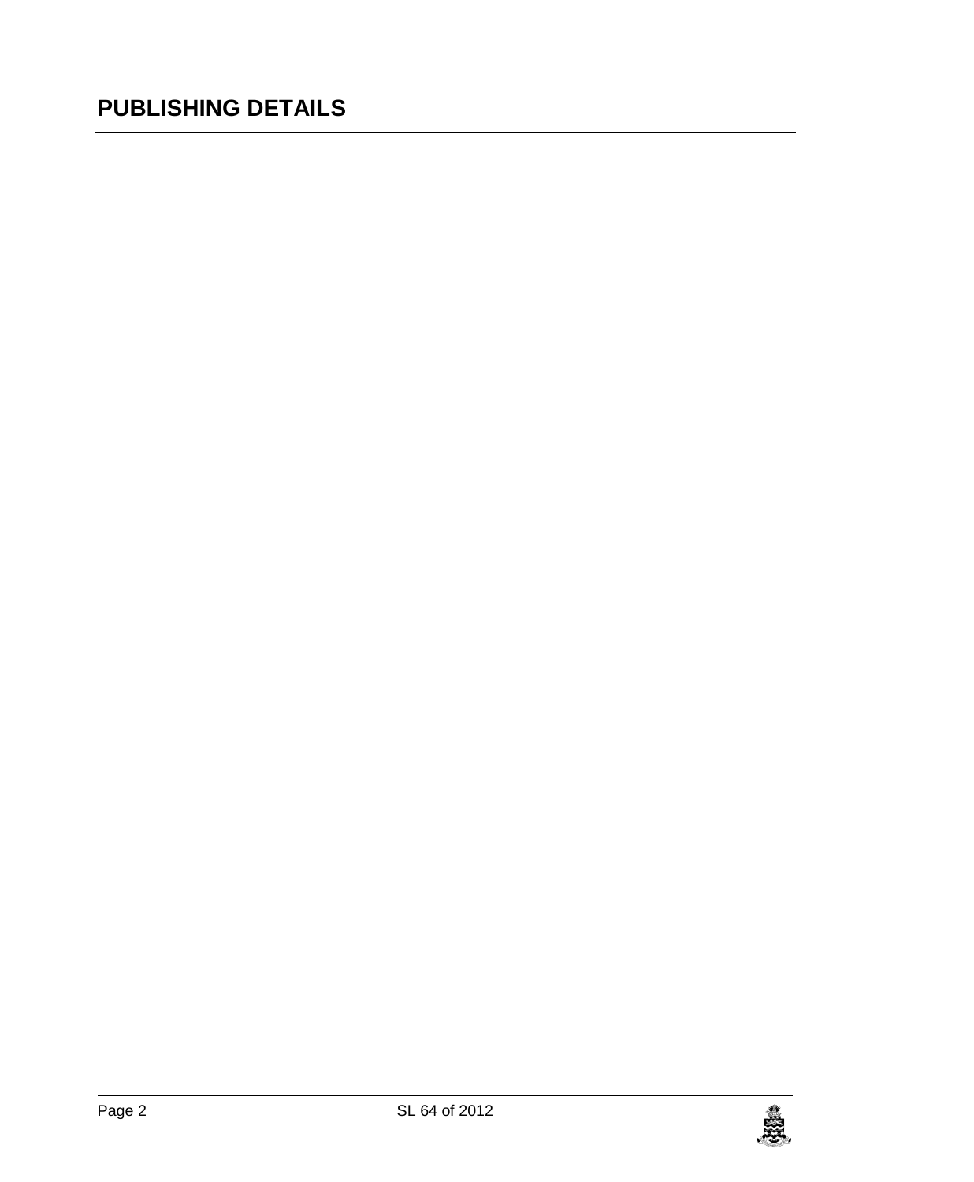# PUBLISHING DETAILS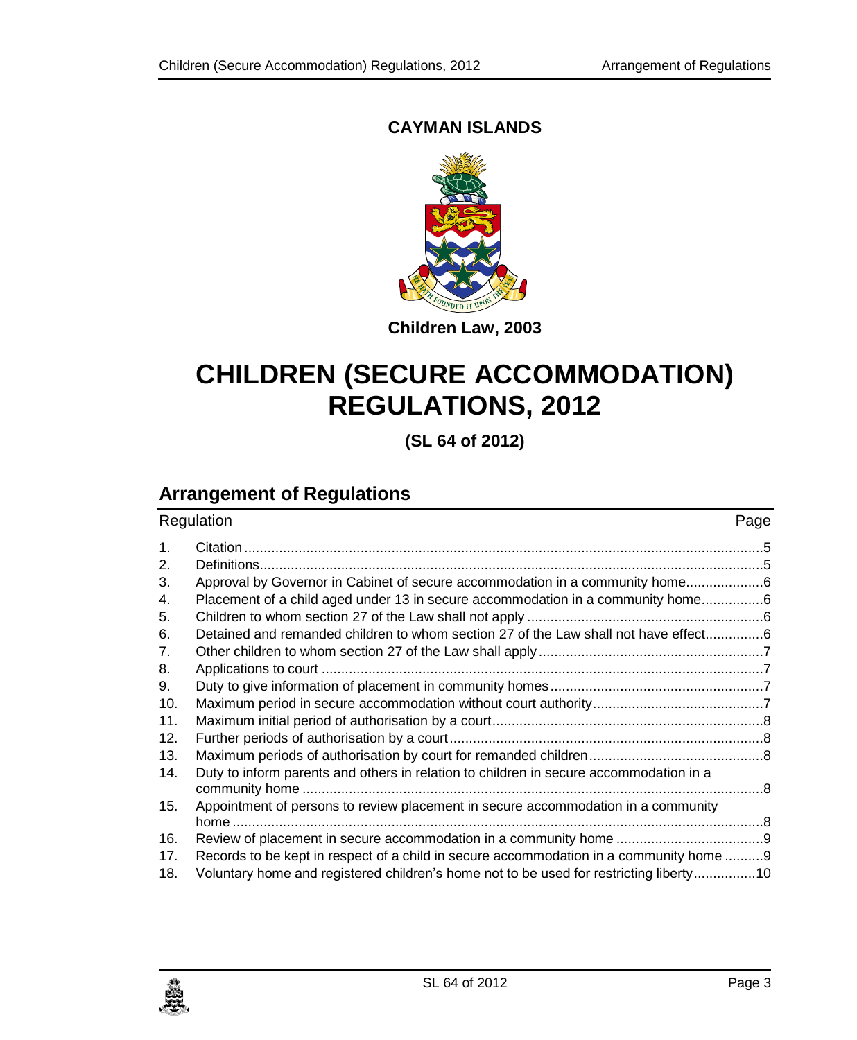**CAYMAN ISLANDS**

**Children Law, 2003**

# CHILDREN (SECURE ACCOMMODATION) REGULATIONS, 2012

**(SL 64 of 2012)**

## Arrangement of Regulations

| Regulation | | Page |
|---|---|---|
| 1. | Citation | 5 |
| 2. | Definitions | 5 |
| 3. | Approval by Governor in Cabinet of secure accommodation in a community home | 6 |
| 4. | Placement of a child aged under 13 in secure accommodation in a community home | 6 |
| 5. | Children to whom section 27 of the Law shall not apply | 6 |
| 6. | Detained and remanded children to whom section 27 of the Law shall not have effect | 6 |
| 7. | Other children to whom section 27 of the Law shall apply | 7 |
| 8. | Applications to court | 7 |
| 9. | Duty to give information of placement in community homes | 7 |
| 10. | Maximum period in secure accommodation without court authority | 7 |
| 11. | Maximum initial period of authorisation by a court | 8 |
| 12. | Further periods of authorisation by a court | 8 |
| 13. | Maximum periods of authorisation by court for remanded children | 8 |
| 14. | Duty to inform parents and others in relation to children in secure accommodation in a community home | 8 |
| 15. | Appointment of persons to review placement in secure accommodation in a community home | 8 |
| 16. | Review of placement in secure accommodation in a community home | 9 |
| 17. | Records to be kept in respect of a child in secure accommodation in a community home | 9 |
| 18. | Voluntary home and registered children's home not to be used for restricting liberty | 10 |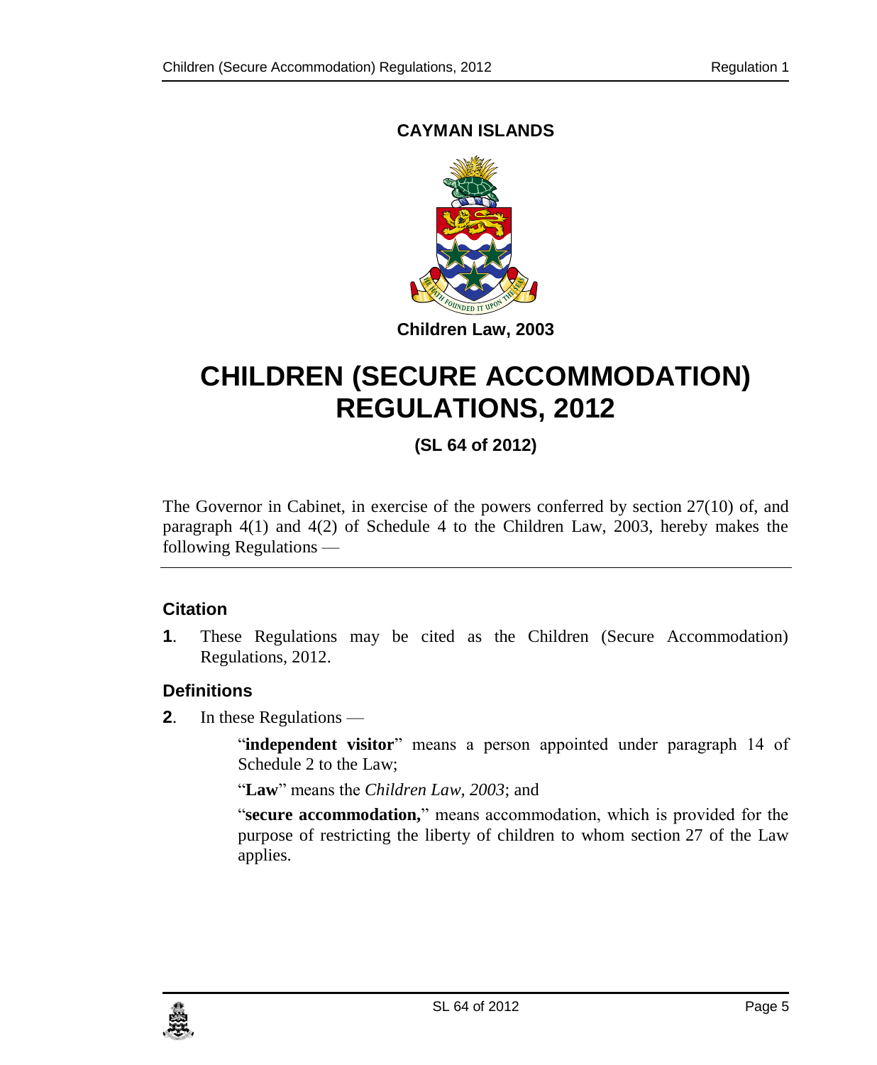**CAYMAN ISLANDS**

**Children Law, 2003**

# CHILDREN (SECURE ACCOMMODATION) REGULATIONS, 2012

**(SL 64 of 2012)**

The Governor in Cabinet, in exercise of the powers conferred by section 27(10) of, and paragraph 4(1) and 4(2) of Schedule 4 to the Children Law, 2003, hereby makes the following Regulations —

### Citation

**1**. These Regulations may be cited as the Children (Secure Accommodation) Regulations, 2012.

### Definitions

**2**. In these Regulations —

"**independent visitor**" means a person appointed under paragraph 14 of Schedule 2 to the Law;

"**Law**" means the *Children Law, 2003*; and

"**secure accommodation,**" means accommodation, which is provided for the purpose of restricting the liberty of children to whom section 27 of the Law applies.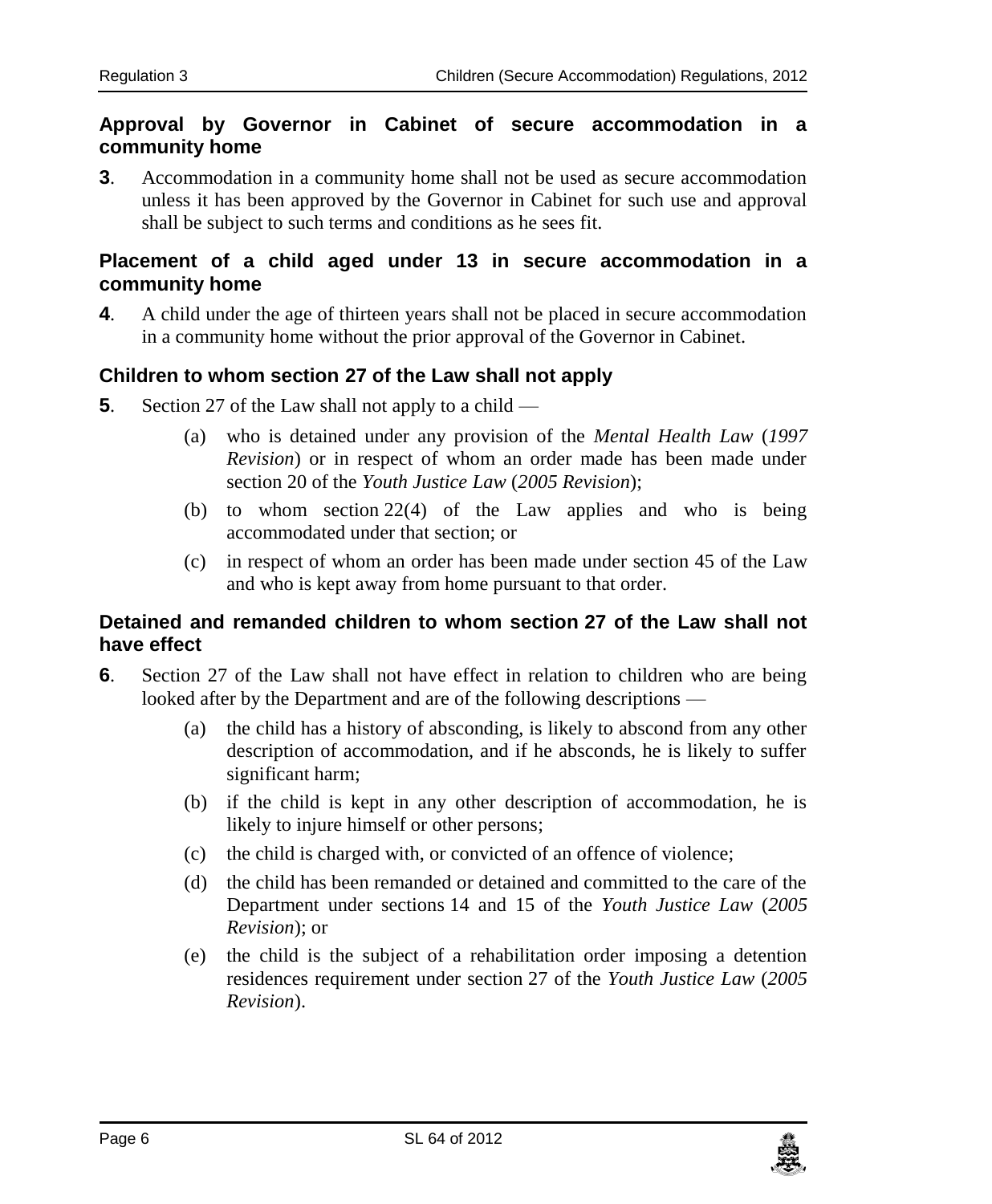### Approval by Governor in Cabinet of secure accommodation in a community home

**3**. Accommodation in a community home shall not be used as secure accommodation unless it has been approved by the Governor in Cabinet for such use and approval shall be subject to such terms and conditions as he sees fit.

### Placement of a child aged under 13 in secure accommodation in a community home

**4**. A child under the age of thirteen years shall not be placed in secure accommodation in a community home without the prior approval of the Governor in Cabinet.

### Children to whom section 27 of the Law shall not apply

**5**. Section 27 of the Law shall not apply to a child —

- (a) who is detained under any provision of the *Mental Health Law* (*1997 Revision*) or in respect of whom an order made has been made under section 20 of the *Youth Justice Law* (*2005 Revision*);
- (b) to whom section 22(4) of the Law applies and who is being accommodated under that section; or
- (c) in respect of whom an order has been made under section 45 of the Law and who is kept away from home pursuant to that order.

### Detained and remanded children to whom section 27 of the Law shall not have effect

**6**. Section 27 of the Law shall not have effect in relation to children who are being looked after by the Department and are of the following descriptions —

- (a) the child has a history of absconding, is likely to abscond from any other description of accommodation, and if he absconds, he is likely to suffer significant harm;
- (b) if the child is kept in any other description of accommodation, he is likely to injure himself or other persons;
- (c) the child is charged with, or convicted of an offence of violence;
- (d) the child has been remanded or detained and committed to the care of the Department under sections 14 and 15 of the *Youth Justice Law* (*2005 Revision*); or
- (e) the child is the subject of a rehabilitation order imposing a detention residences requirement under section 27 of the *Youth Justice Law* (*2005 Revision*).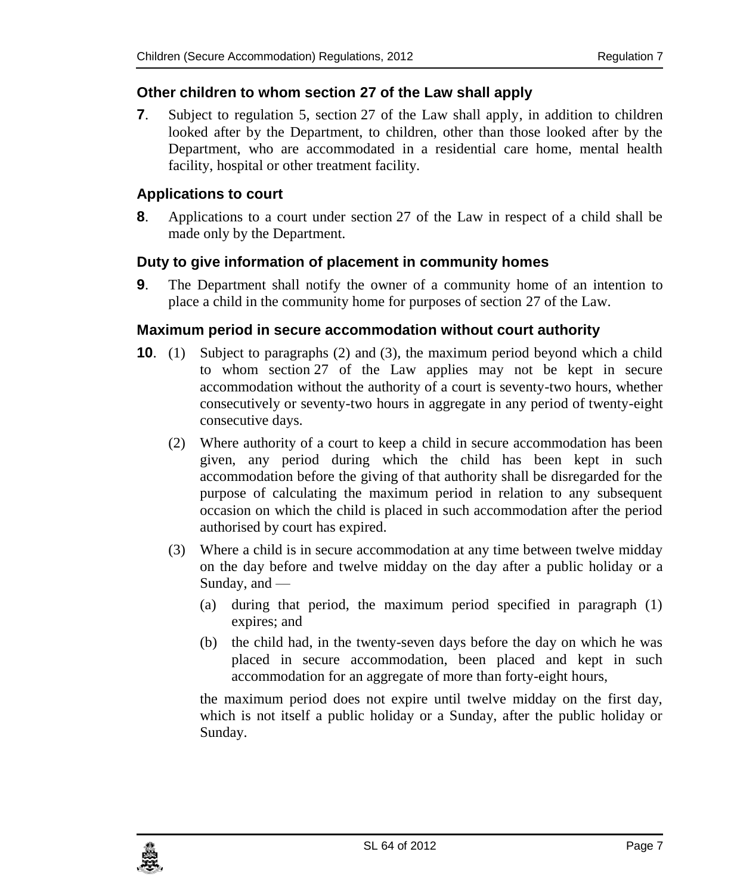### Other children to whom section 27 of the Law shall apply

**7**. Subject to regulation 5, section 27 of the Law shall apply, in addition to children looked after by the Department, to children, other than those looked after by the Department, who are accommodated in a residential care home, mental health facility, hospital or other treatment facility.

### Applications to court

**8**. Applications to a court under section 27 of the Law in respect of a child shall be made only by the Department.

### Duty to give information of placement in community homes

**9**. The Department shall notify the owner of a community home of an intention to place a child in the community home for purposes of section 27 of the Law.

### Maximum period in secure accommodation without court authority

**10**. (1) Subject to paragraphs (2) and (3), the maximum period beyond which a child to whom section 27 of the Law applies may not be kept in secure accommodation without the authority of a court is seventy-two hours, whether consecutively or seventy-two hours in aggregate in any period of twenty-eight consecutive days.

(2) Where authority of a court to keep a child in secure accommodation has been given, any period during which the child has been kept in such accommodation before the giving of that authority shall be disregarded for the purpose of calculating the maximum period in relation to any subsequent occasion on which the child is placed in such accommodation after the period authorised by court has expired.

(3) Where a child is in secure accommodation at any time between twelve midday on the day before and twelve midday on the day after a public holiday or a Sunday, and —

- (a) during that period, the maximum period specified in paragraph (1) expires; and
- (b) the child had, in the twenty-seven days before the day on which he was placed in secure accommodation, been placed and kept in such accommodation for an aggregate of more than forty-eight hours,

the maximum period does not expire until twelve midday on the first day, which is not itself a public holiday or a Sunday, after the public holiday or Sunday.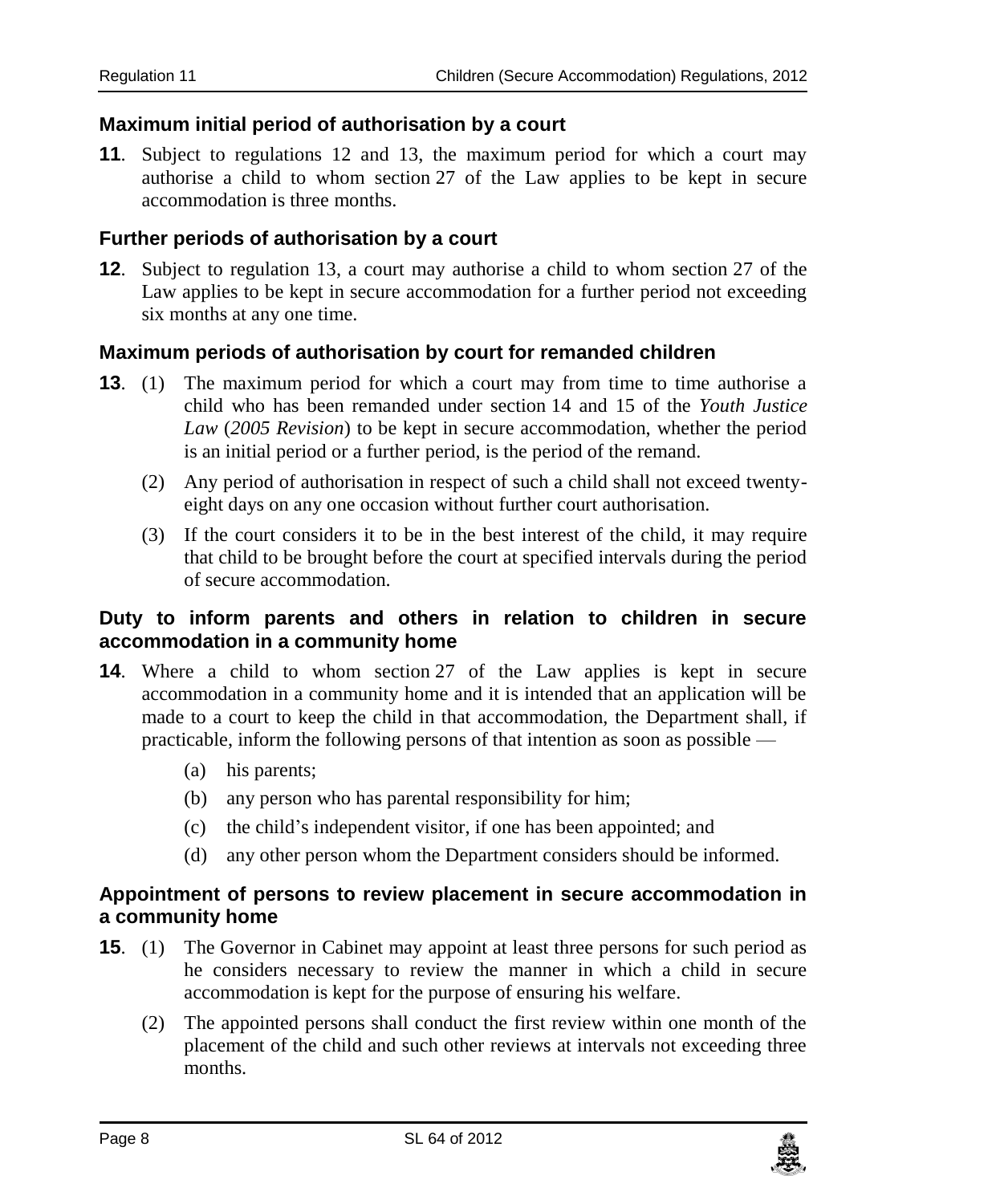### Maximum initial period of authorisation by a court

**11**. Subject to regulations 12 and 13, the maximum period for which a court may authorise a child to whom section 27 of the Law applies to be kept in secure accommodation is three months.

### Further periods of authorisation by a court

**12**. Subject to regulation 13, a court may authorise a child to whom section 27 of the Law applies to be kept in secure accommodation for a further period not exceeding six months at any one time.

### Maximum periods of authorisation by court for remanded children

**13**. (1) The maximum period for which a court may from time to time authorise a child who has been remanded under section 14 and 15 of the *Youth Justice Law* (*2005 Revision*) to be kept in secure accommodation, whether the period is an initial period or a further period, is the period of the remand.

(2) Any period of authorisation in respect of such a child shall not exceed twenty-eight days on any one occasion without further court authorisation.

(3) If the court considers it to be in the best interest of the child, it may require that child to be brought before the court at specified intervals during the period of secure accommodation.

### Duty to inform parents and others in relation to children in secure accommodation in a community home

**14**. Where a child to whom section 27 of the Law applies is kept in secure accommodation in a community home and it is intended that an application will be made to a court to keep the child in that accommodation, the Department shall, if practicable, inform the following persons of that intention as soon as possible —

(a) his parents;

(b) any person who has parental responsibility for him;

(c) the child's independent visitor, if one has been appointed; and

(d) any other person whom the Department considers should be informed.

### Appointment of persons to review placement in secure accommodation in a community home

**15**. (1) The Governor in Cabinet may appoint at least three persons for such period as he considers necessary to review the manner in which a child in secure accommodation is kept for the purpose of ensuring his welfare.

(2) The appointed persons shall conduct the first review within one month of the placement of the child and such other reviews at intervals not exceeding three months.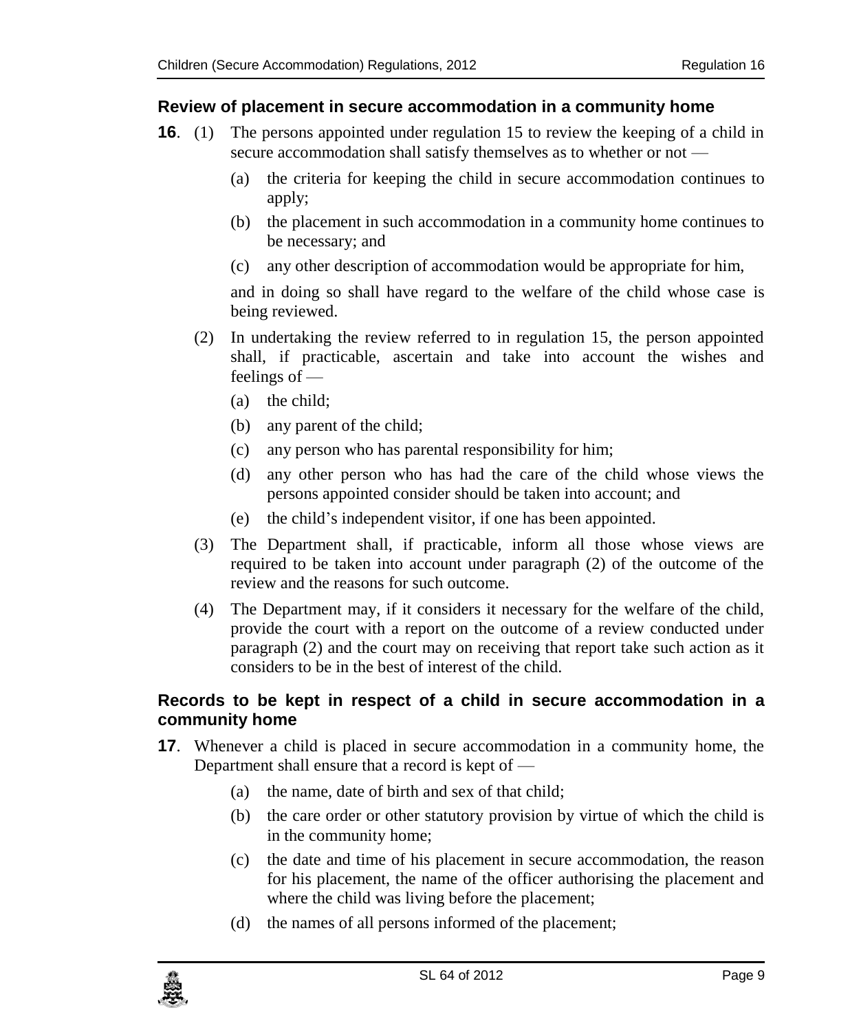### Review of placement in secure accommodation in a community home

**16**. (1) The persons appointed under regulation 15 to review the keeping of a child in secure accommodation shall satisfy themselves as to whether or not —

(a) the criteria for keeping the child in secure accommodation continues to apply;

(b) the placement in such accommodation in a community home continues to be necessary; and

(c) any other description of accommodation would be appropriate for him,

and in doing so shall have regard to the welfare of the child whose case is being reviewed.

(2) In undertaking the review referred to in regulation 15, the person appointed shall, if practicable, ascertain and take into account the wishes and feelings of —

(a) the child;

(b) any parent of the child;

(c) any person who has parental responsibility for him;

(d) any other person who has had the care of the child whose views the persons appointed consider should be taken into account; and

(e) the child's independent visitor, if one has been appointed.

(3) The Department shall, if practicable, inform all those whose views are required to be taken into account under paragraph (2) of the outcome of the review and the reasons for such outcome.

(4) The Department may, if it considers it necessary for the welfare of the child, provide the court with a report on the outcome of a review conducted under paragraph (2) and the court may on receiving that report take such action as it considers to be in the best of interest of the child.

### Records to be kept in respect of a child in secure accommodation in a community home

**17**. Whenever a child is placed in secure accommodation in a community home, the Department shall ensure that a record is kept of —

(a) the name, date of birth and sex of that child;

(b) the care order or other statutory provision by virtue of which the child is in the community home;

(c) the date and time of his placement in secure accommodation, the reason for his placement, the name of the officer authorising the placement and where the child was living before the placement;

(d) the names of all persons informed of the placement;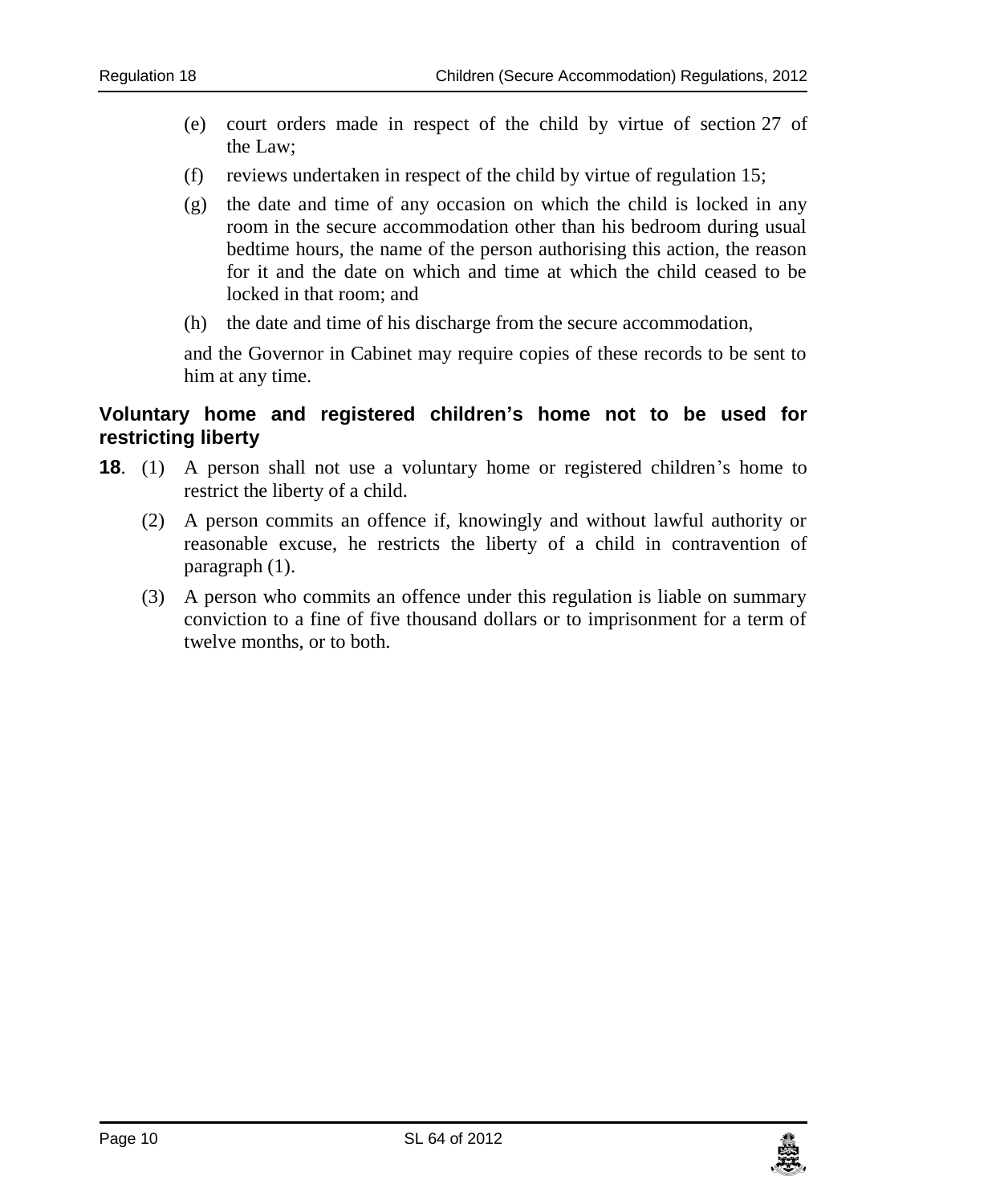(e) court orders made in respect of the child by virtue of section 27 of the Law;

(f) reviews undertaken in respect of the child by virtue of regulation 15;

(g) the date and time of any occasion on which the child is locked in any room in the secure accommodation other than his bedroom during usual bedtime hours, the name of the person authorising this action, the reason for it and the date on which and time at which the child ceased to be locked in that room; and

(h) the date and time of his discharge from the secure accommodation,

and the Governor in Cabinet may require copies of these records to be sent to him at any time.

### Voluntary home and registered children's home not to be used for restricting liberty

**18**. (1) A person shall not use a voluntary home or registered children's home to restrict the liberty of a child.

(2) A person commits an offence if, knowingly and without lawful authority or reasonable excuse, he restricts the liberty of a child in contravention of paragraph (1).

(3) A person who commits an offence under this regulation is liable on summary conviction to a fine of five thousand dollars or to imprisonment for a term of twelve months, or to both.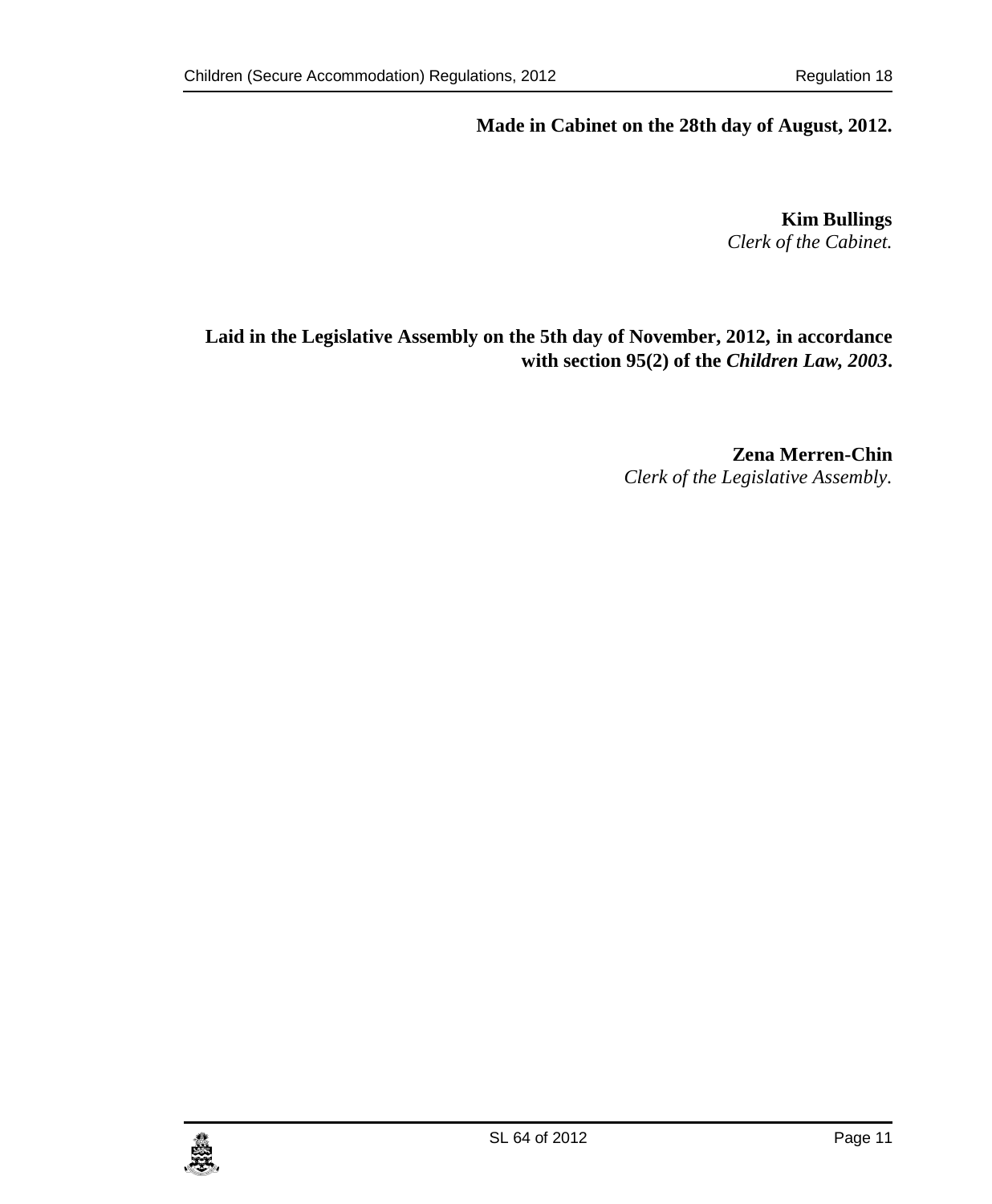**Made in Cabinet on the 28th day of August, 2012.**

**Kim Bullings**
*Clerk of the Cabinet.*

**Laid in the Legislative Assembly on the 5th day of November, 2012, in accordance with section 95(2) of the *Children Law, 2003*.**

**Zena Merren-Chin**
*Clerk of the Legislative Assembly.*